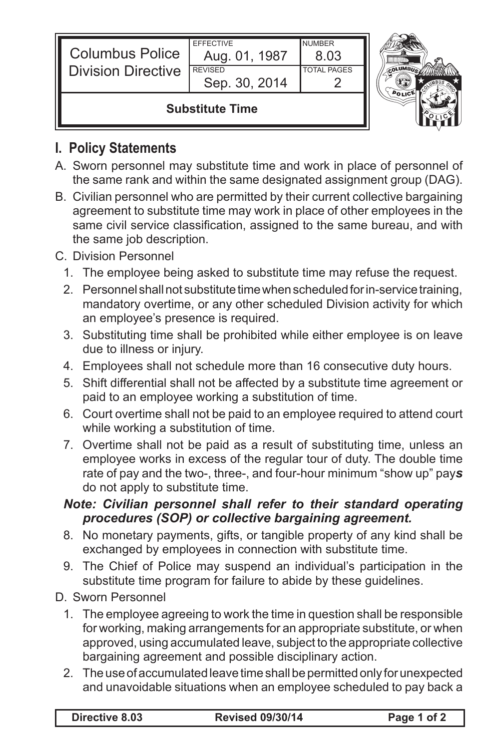| Columbus Police Division Directive | EFFECTIVE Aug. 01, 1987 | NUMBER 8.03 |
| --- | --- | --- |
| | REVISED Sep. 30, 2014 | TOTAL PAGES 2 |
| **Substitute Time** | | |

## I. Policy Statements

A. Sworn personnel may substitute time and work in place of personnel of the same rank and within the same designated assignment group (DAG).

B. Civilian personnel who are permitted by their current collective bargaining agreement to substitute time may work in place of other employees in the same civil service classification, assigned to the same bureau, and with the same job description.

C. Division Personnel

1. The employee being asked to substitute time may refuse the request.
2. Personnel shall not substitute time when scheduled for in-service training, mandatory overtime, or any other scheduled Division activity for which an employee's presence is required.
3. Substituting time shall be prohibited while either employee is on leave due to illness or injury.
4. Employees shall not schedule more than 16 consecutive duty hours.
5. Shift differential shall not be affected by a substitute time agreement or paid to an employee working a substitution of time.
6. Court overtime shall not be paid to an employee required to attend court while working a substitution of time.
7. Overtime shall not be paid as a result of substituting time, unless an employee works in excess of the regular tour of duty. The double time rate of pay and the two-, three-, and four-hour minimum "show up" pay***s*** do not apply to substitute time.

***Note: Civilian personnel shall refer to their standard operating procedures (SOP) or collective bargaining agreement.***

8. No monetary payments, gifts, or tangible property of any kind shall be exchanged by employees in connection with substitute time.
9. The Chief of Police may suspend an individual's participation in the substitute time program for failure to abide by these guidelines.

D. Sworn Personnel

1. The employee agreeing to work the time in question shall be responsible for working, making arrangements for an appropriate substitute, or when approved, using accumulated leave, subject to the appropriate collective bargaining agreement and possible disciplinary action.
2. The use of accumulated leave time shall be permitted only for unexpected and unavoidable situations when an employee scheduled to pay back a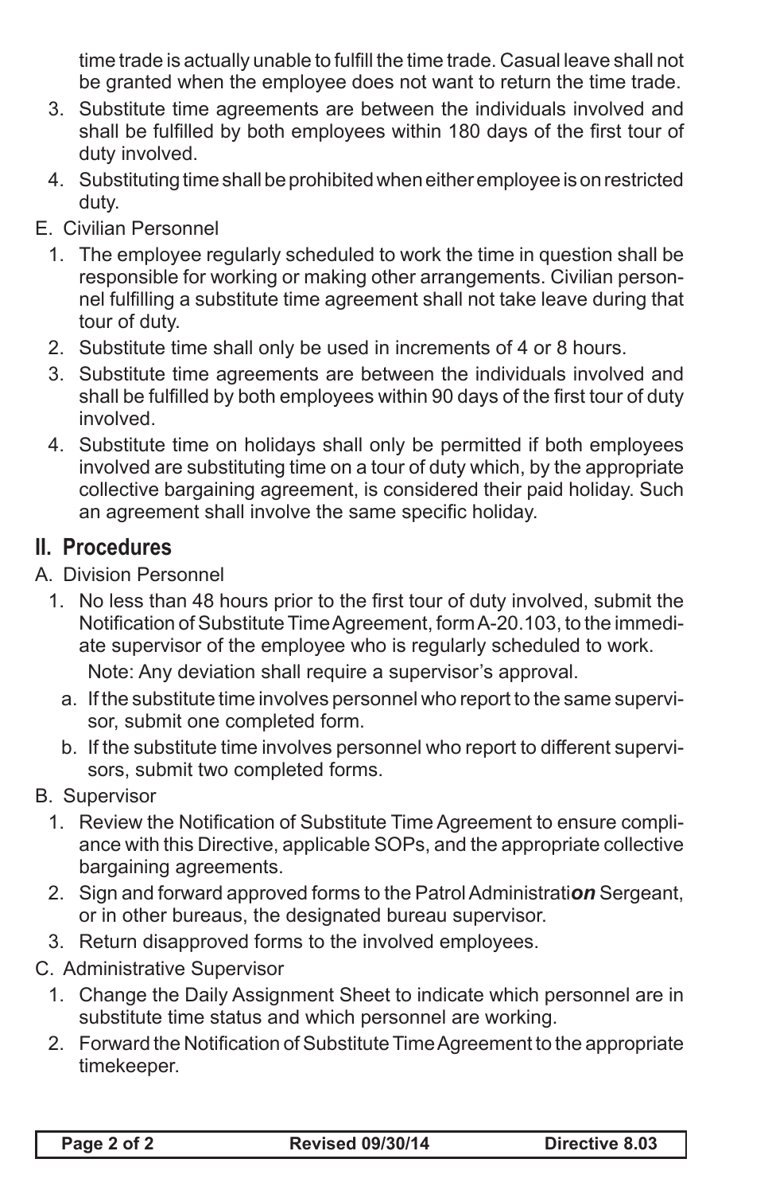time trade is actually unable to fulfill the time trade. Casual leave shall not be granted when the employee does not want to return the time trade.

3. Substitute time agreements are between the individuals involved and shall be fulfilled by both employees within 180 days of the first tour of duty involved.
4. Substituting time shall be prohibited when either employee is on restricted duty.

E. Civilian Personnel

1. The employee regularly scheduled to work the time in question shall be responsible for working or making other arrangements. Civilian personnel fulfilling a substitute time agreement shall not take leave during that tour of duty.
2. Substitute time shall only be used in increments of 4 or 8 hours.
3. Substitute time agreements are between the individuals involved and shall be fulfilled by both employees within 90 days of the first tour of duty involved.
4. Substitute time on holidays shall only be permitted if both employees involved are substituting time on a tour of duty which, by the appropriate collective bargaining agreement, is considered their paid holiday. Such an agreement shall involve the same specific holiday.

## II. Procedures

A. Division Personnel

1. No less than 48 hours prior to the first tour of duty involved, submit the Notification of Substitute Time Agreement, form A-20.103, to the immediate supervisor of the employee who is regularly scheduled to work.

   Note: Any deviation shall require a supervisor's approval.

   a. If the substitute time involves personnel who report to the same supervisor, submit one completed form.

   b. If the substitute time involves personnel who report to different supervisors, submit two completed forms.

B. Supervisor

1. Review the Notification of Substitute Time Agreement to ensure compliance with this Directive, applicable SOPs, and the appropriate collective bargaining agreements.
2. Sign and forward approved forms to the Patrol Administrati***on*** Sergeant, or in other bureaus, the designated bureau supervisor.
3. Return disapproved forms to the involved employees.

C. Administrative Supervisor

1. Change the Daily Assignment Sheet to indicate which personnel are in substitute time status and which personnel are working.
2. Forward the Notification of Substitute Time Agreement to the appropriate timekeeper.